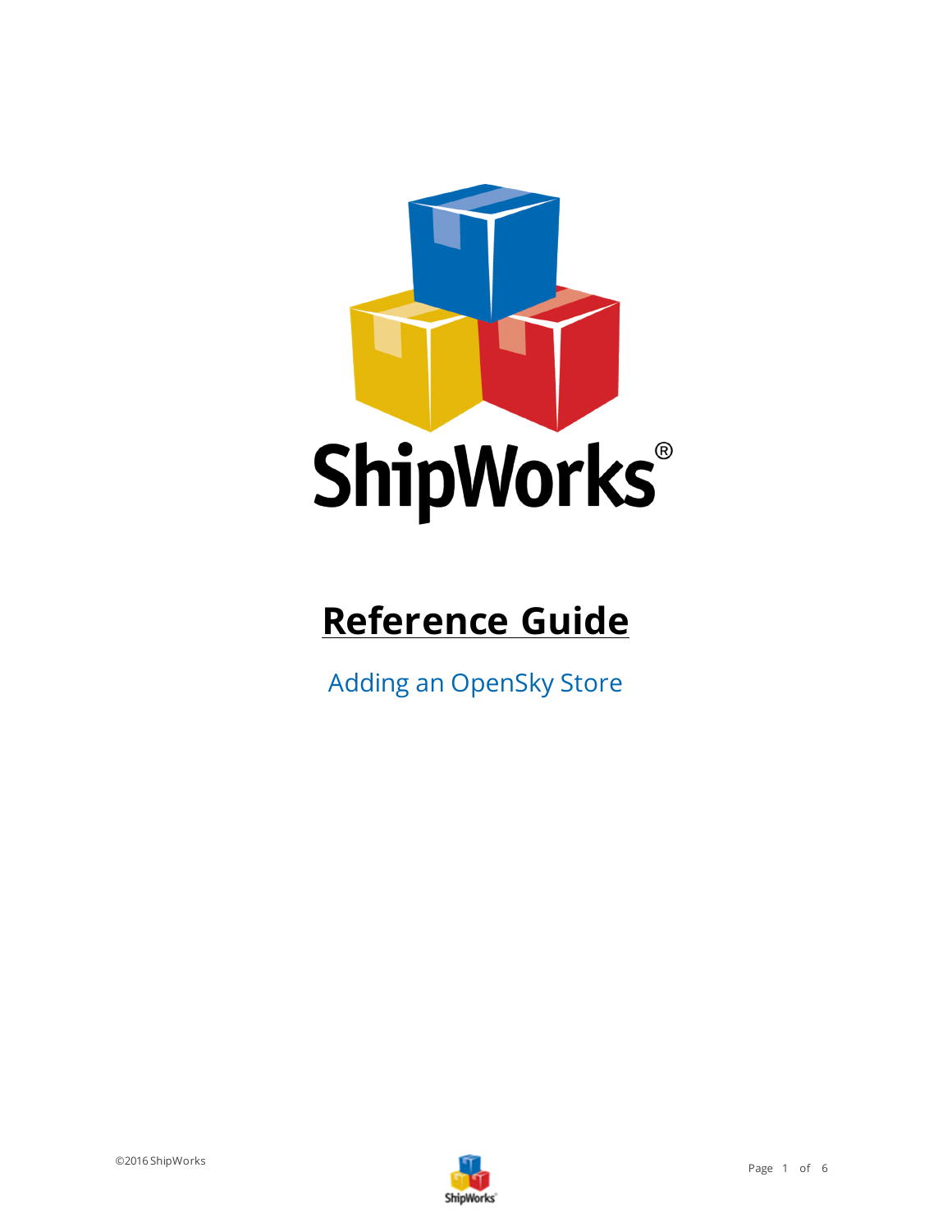# Reference Guide

## Adding an OpenSky Store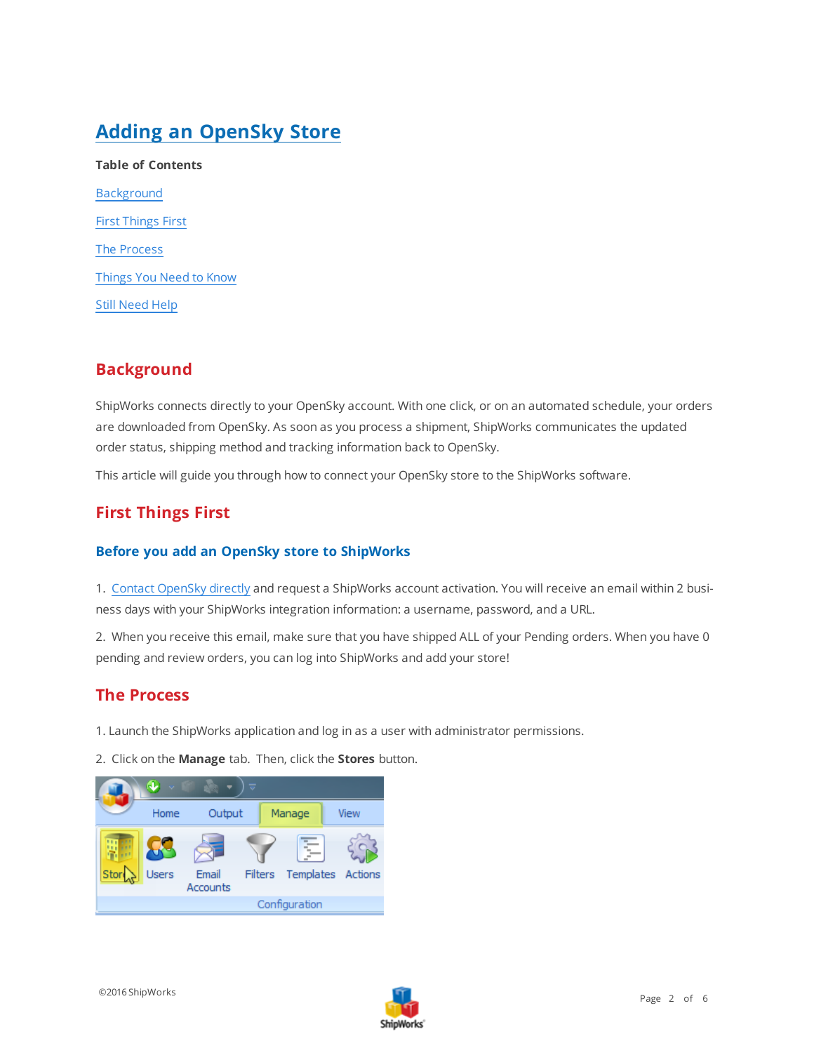# Adding an OpenSky Store

**Table of Contents**

Background

First Things First

The Process

Things You Need to Know

Still Need Help

## Background

ShipWorks connects directly to your OpenSky account. With one click, or on an automated schedule, your orders are downloaded from OpenSky. As soon as you process a shipment, ShipWorks communicates the updated order status, shipping method and tracking information back to OpenSky.

This article will guide you through how to connect your OpenSky store to the ShipWorks software.

## First Things First

### Before you add an OpenSky store to ShipWorks

1. Contact OpenSky directly and request a ShipWorks account activation. You will receive an email within 2 business days with your ShipWorks integration information: a username, password, and a URL.

2. When you receive this email, make sure that you have shipped ALL of your Pending orders. When you have 0 pending and review orders, you can log into ShipWorks and add your store!

## The Process

1. Launch the ShipWorks application and log in as a user with administrator permissions.

2. Click on the **Manage** tab. Then, click the **Stores** button.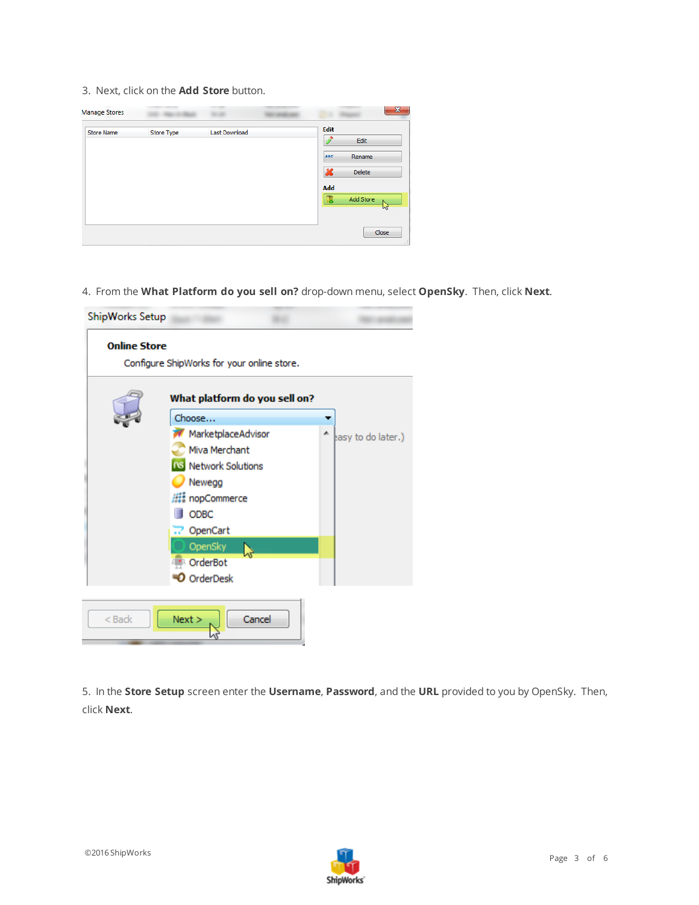3. Next, click on the **Add Store** button.

4. From the **What Platform do you sell on?** drop-down menu, select **OpenSky**. Then, click **Next**.

5. In the **Store Setup** screen enter the **Username**, **Password**, and the **URL** provided to you by OpenSky. Then, click **Next**.

©2016 ShipWorks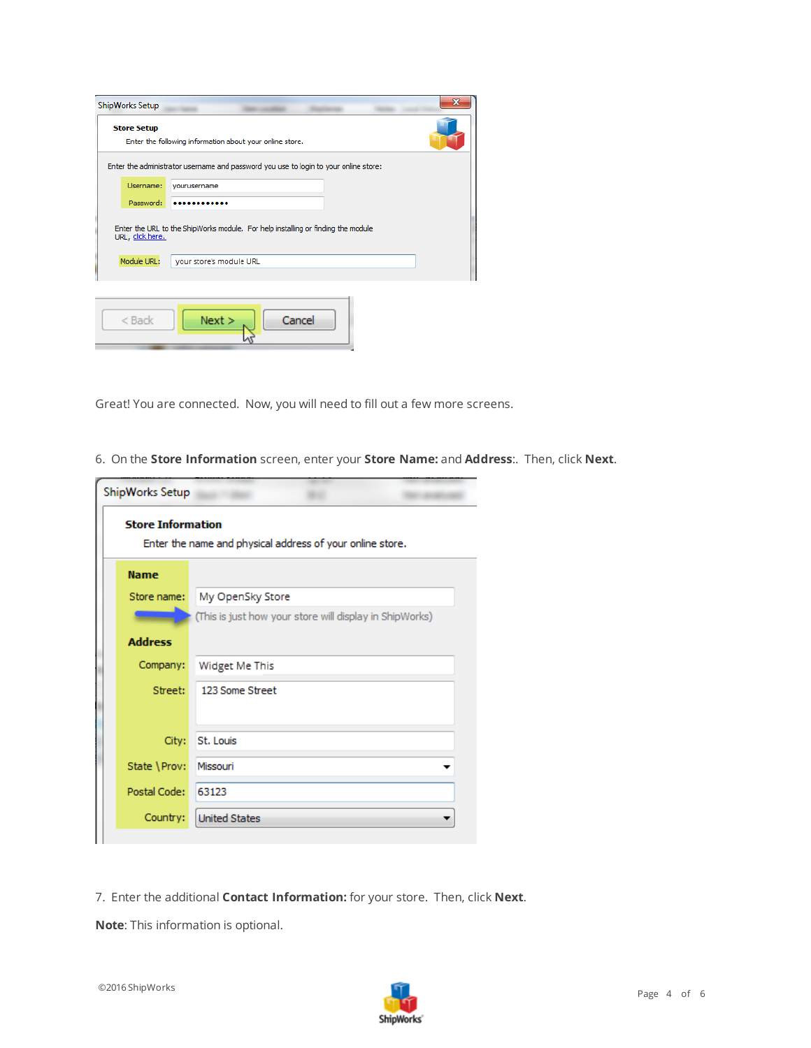Great! You are connected. Now, you will need to fill out a few more screens.

6. On the **Store Information** screen, enter your **Store Name:** and **Address**:. Then, click **Next**.

7. Enter the additional **Contact Information:** for your store. Then, click **Next**.

**Note**: This information is optional.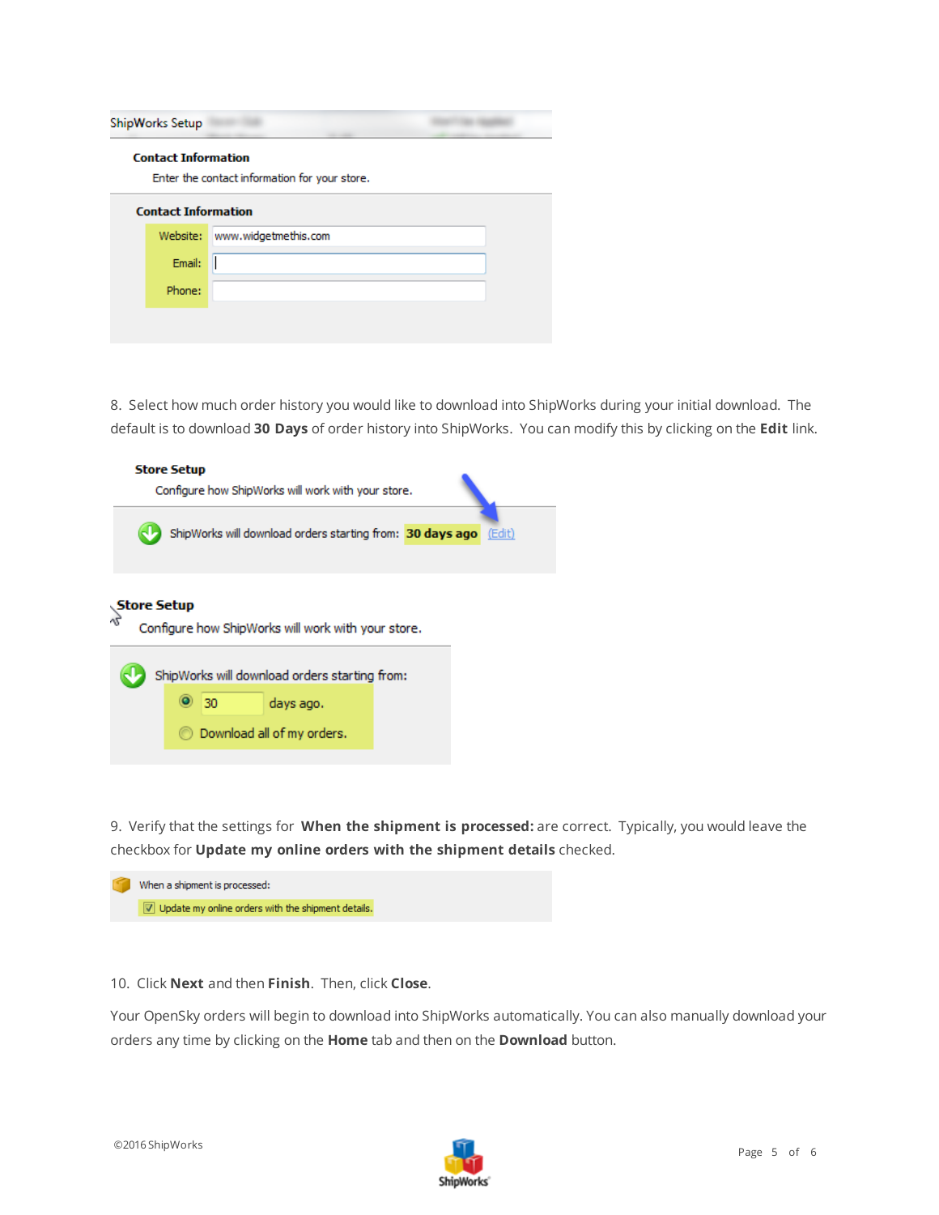8. Select how much order history you would like to download into ShipWorks during your initial download. The default is to download **30 Days** of order history into ShipWorks. You can modify this by clicking on the **Edit** link.

9. Verify that the settings for **When the shipment is processed:** are correct. Typically, you would leave the checkbox for **Update my online orders with the shipment details** checked.

10. Click **Next** and then **Finish**. Then, click **Close**.

Your OpenSky orders will begin to download into ShipWorks automatically. You can also manually download your orders any time by clicking on the **Home** tab and then on the **Download** button.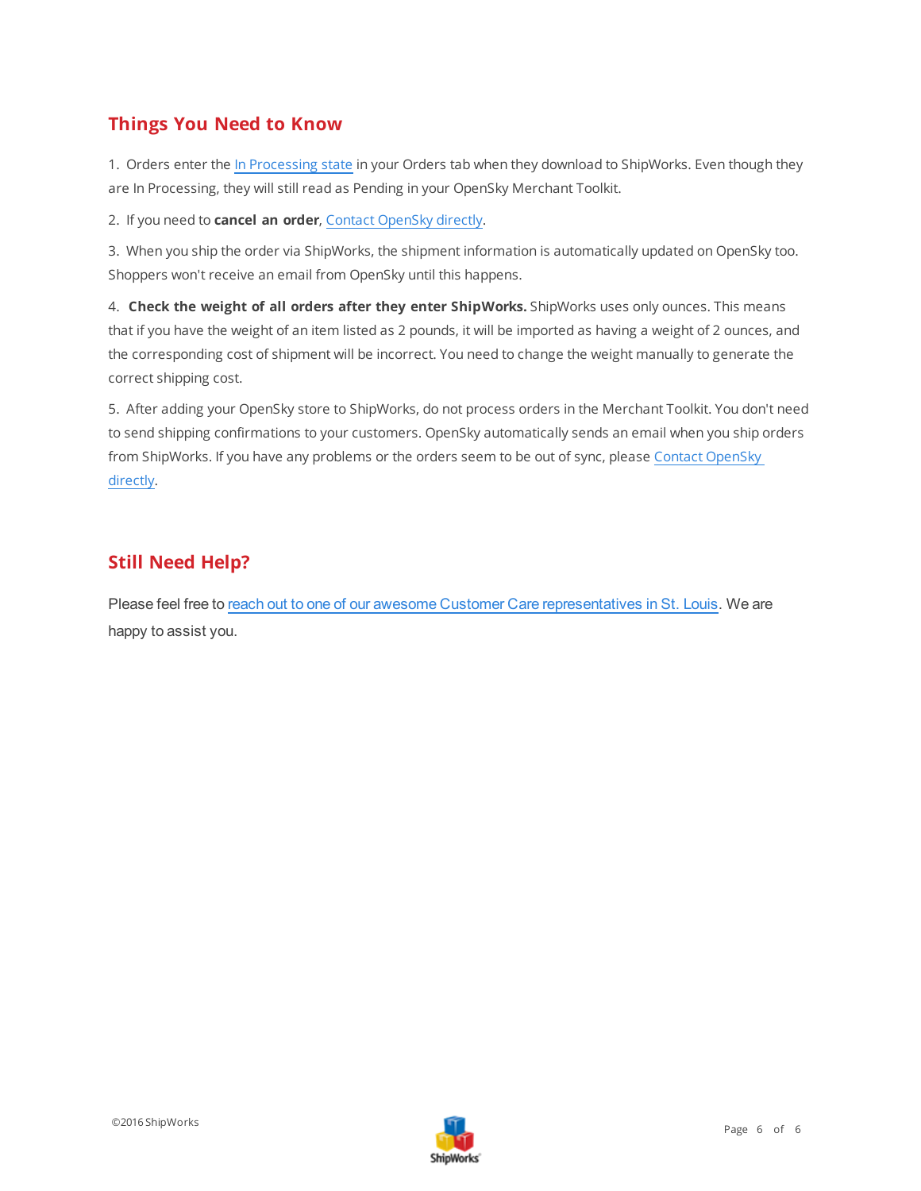## Things You Need to Know

1. Orders enter the In Processing state in your Orders tab when they download to ShipWorks. Even though they are In Processing, they will still read as Pending in your OpenSky Merchant Toolkit.

2. If you need to **cancel an order**, Contact OpenSky directly.

3. When you ship the order via ShipWorks, the shipment information is automatically updated on OpenSky too. Shoppers won't receive an email from OpenSky until this happens.

4. **Check the weight of all orders after they enter ShipWorks.** ShipWorks uses only ounces. This means that if you have the weight of an item listed as 2 pounds, it will be imported as having a weight of 2 ounces, and the corresponding cost of shipment will be incorrect. You need to change the weight manually to generate the correct shipping cost.

5. After adding your OpenSky store to ShipWorks, do not process orders in the Merchant Toolkit. You don't need to send shipping confirmations to your customers. OpenSky automatically sends an email when you ship orders from ShipWorks. If you have any problems or the orders seem to be out of sync, please Contact OpenSky directly.

## Still Need Help?

Please feel free to reach out to one of our awesome Customer Care representatives in St. Louis. We are happy to assist you.

©2016 ShipWorks